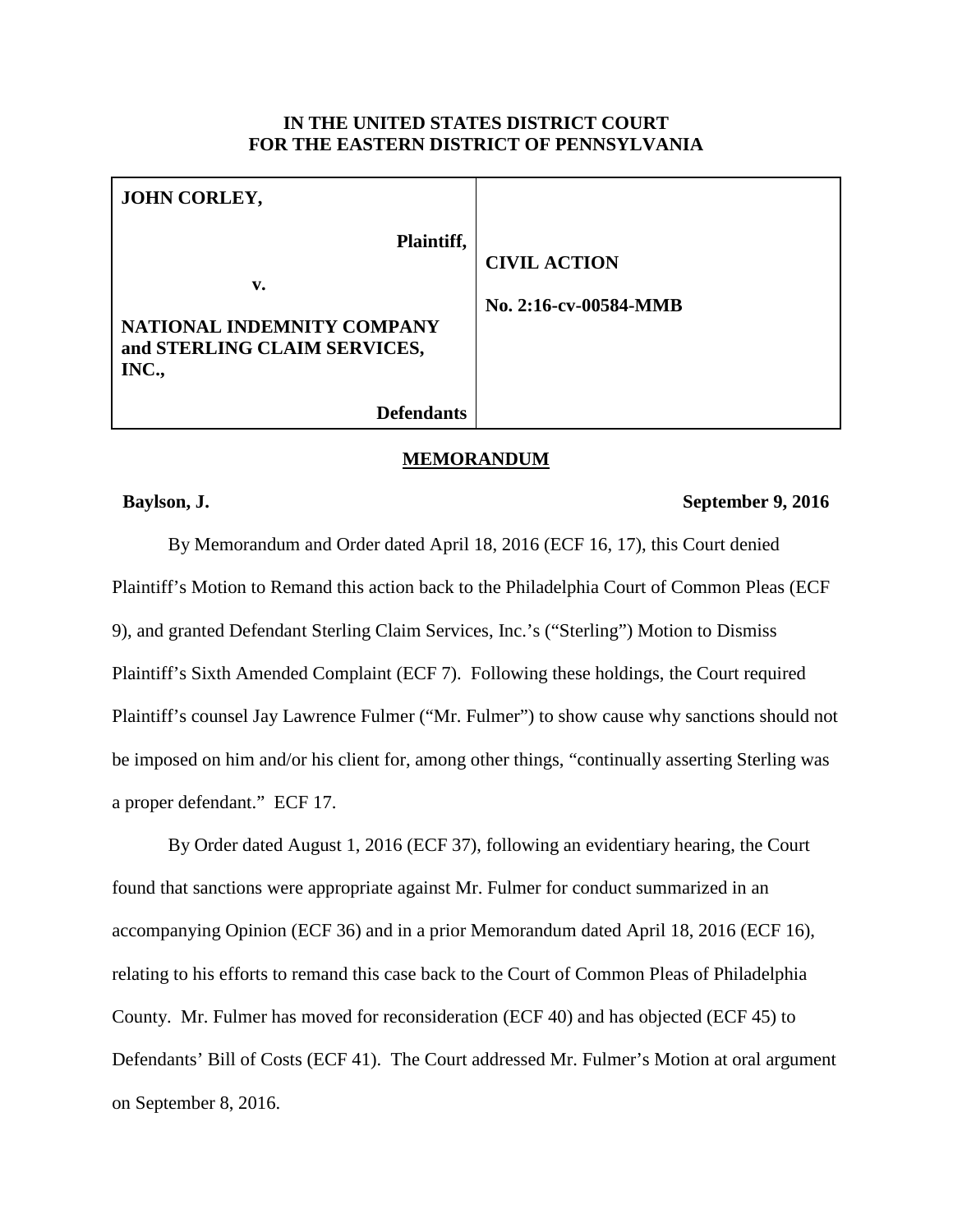**IN THE UNITED STATES DISTRICT COURT**
**FOR THE EASTERN DISTRICT OF PENNSYLVANIA**

| | |
|---|---|
| **JOHN CORLEY,**<br><br>**Plaintiff,**<br><br>**v.**<br><br>**NATIONAL INDEMNITY COMPANY and STERLING CLAIM SERVICES, INC.,**<br><br>**Defendants** | **CIVIL ACTION**<br><br>**No. 2:16-cv-00584-MMB** |

## MEMORANDUM

**Baylson, J.** **September 9, 2016**

By Memorandum and Order dated April 18, 2016 (ECF 16, 17), this Court denied Plaintiff's Motion to Remand this action back to the Philadelphia Court of Common Pleas (ECF 9), and granted Defendant Sterling Claim Services, Inc.'s ("Sterling") Motion to Dismiss Plaintiff's Sixth Amended Complaint (ECF 7). Following these holdings, the Court required Plaintiff's counsel Jay Lawrence Fulmer ("Mr. Fulmer") to show cause why sanctions should not be imposed on him and/or his client for, among other things, "continually asserting Sterling was a proper defendant." ECF 17.

By Order dated August 1, 2016 (ECF 37), following an evidentiary hearing, the Court found that sanctions were appropriate against Mr. Fulmer for conduct summarized in an accompanying Opinion (ECF 36) and in a prior Memorandum dated April 18, 2016 (ECF 16), relating to his efforts to remand this case back to the Court of Common Pleas of Philadelphia County. Mr. Fulmer has moved for reconsideration (ECF 40) and has objected (ECF 45) to Defendants' Bill of Costs (ECF 41). The Court addressed Mr. Fulmer's Motion at oral argument on September 8, 2016.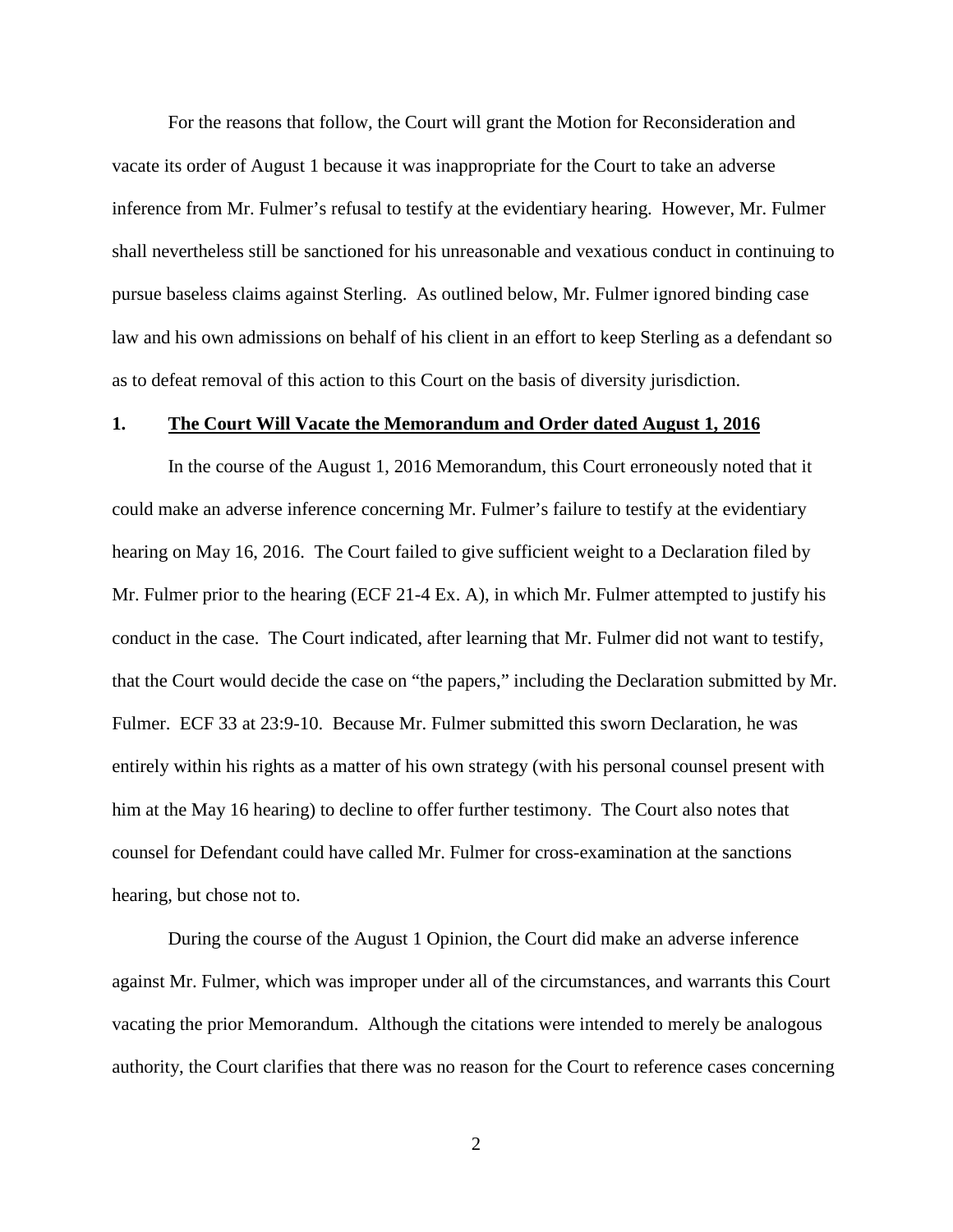For the reasons that follow, the Court will grant the Motion for Reconsideration and vacate its order of August 1 because it was inappropriate for the Court to take an adverse inference from Mr. Fulmer's refusal to testify at the evidentiary hearing. However, Mr. Fulmer shall nevertheless still be sanctioned for his unreasonable and vexatious conduct in continuing to pursue baseless claims against Sterling. As outlined below, Mr. Fulmer ignored binding case law and his own admissions on behalf of his client in an effort to keep Sterling as a defendant so as to defeat removal of this action to this Court on the basis of diversity jurisdiction.

## 1. The Court Will Vacate the Memorandum and Order dated August 1, 2016

In the course of the August 1, 2016 Memorandum, this Court erroneously noted that it could make an adverse inference concerning Mr. Fulmer's failure to testify at the evidentiary hearing on May 16, 2016. The Court failed to give sufficient weight to a Declaration filed by Mr. Fulmer prior to the hearing (ECF 21-4 Ex. A), in which Mr. Fulmer attempted to justify his conduct in the case. The Court indicated, after learning that Mr. Fulmer did not want to testify, that the Court would decide the case on "the papers," including the Declaration submitted by Mr. Fulmer. ECF 33 at 23:9-10. Because Mr. Fulmer submitted this sworn Declaration, he was entirely within his rights as a matter of his own strategy (with his personal counsel present with him at the May 16 hearing) to decline to offer further testimony. The Court also notes that counsel for Defendant could have called Mr. Fulmer for cross-examination at the sanctions hearing, but chose not to.

During the course of the August 1 Opinion, the Court did make an adverse inference against Mr. Fulmer, which was improper under all of the circumstances, and warrants this Court vacating the prior Memorandum. Although the citations were intended to merely be analogous authority, the Court clarifies that there was no reason for the Court to reference cases concerning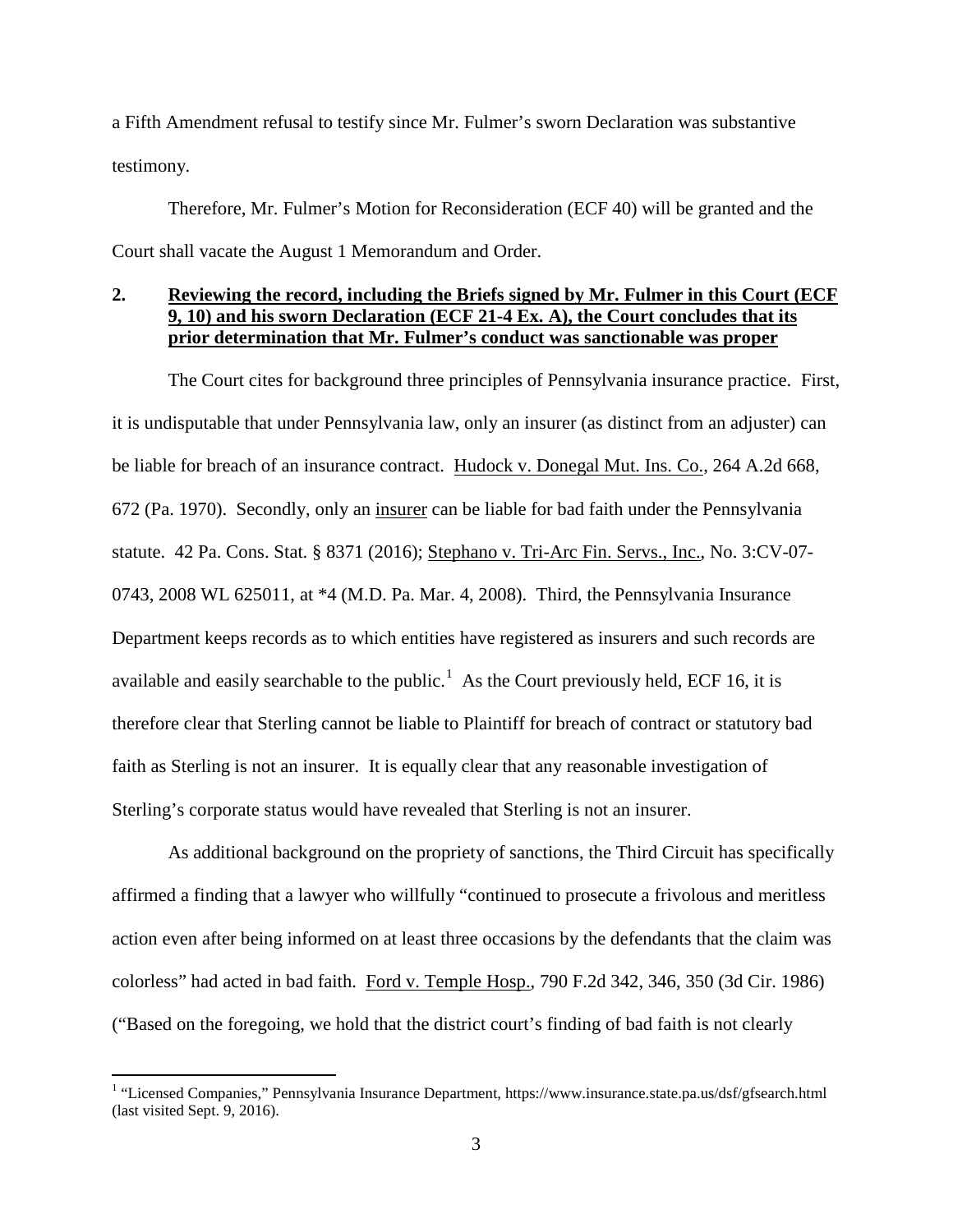a Fifth Amendment refusal to testify since Mr. Fulmer's sworn Declaration was substantive testimony.

Therefore, Mr. Fulmer's Motion for Reconsideration (ECF 40) will be granted and the Court shall vacate the August 1 Memorandum and Order.

**2. Reviewing the record, including the Briefs signed by Mr. Fulmer in this Court (ECF 9, 10) and his sworn Declaration (ECF 21-4 Ex. A), the Court concludes that its prior determination that Mr. Fulmer's conduct was sanctionable was proper**

The Court cites for background three principles of Pennsylvania insurance practice. First, it is undisputable that under Pennsylvania law, only an insurer (as distinct from an adjuster) can be liable for breach of an insurance contract. Hudock v. Donegal Mut. Ins. Co., 264 A.2d 668, 672 (Pa. 1970). Secondly, only an insurer can be liable for bad faith under the Pennsylvania statute. 42 Pa. Cons. Stat. § 8371 (2016); Stephano v. Tri-Arc Fin. Servs., Inc., No. 3:CV-07-0743, 2008 WL 625011, at *4 (M.D. Pa. Mar. 4, 2008). Third, the Pennsylvania Insurance Department keeps records as to which entities have registered as insurers and such records are available and easily searchable to the public.[1] As the Court previously held, ECF 16, it is therefore clear that Sterling cannot be liable to Plaintiff for breach of contract or statutory bad faith as Sterling is not an insurer. It is equally clear that any reasonable investigation of Sterling's corporate status would have revealed that Sterling is not an insurer.

As additional background on the propriety of sanctions, the Third Circuit has specifically affirmed a finding that a lawyer who willfully "continued to prosecute a frivolous and meritless action even after being informed on at least three occasions by the defendants that the claim was colorless" had acted in bad faith. Ford v. Temple Hosp., 790 F.2d 342, 346, 350 (3d Cir. 1986) ("Based on the foregoing, we hold that the district court's finding of bad faith is not clearly

---

[1] "Licensed Companies," Pennsylvania Insurance Department, https://www.insurance.state.pa.us/dsf/gfsearch.html (last visited Sept. 9, 2016).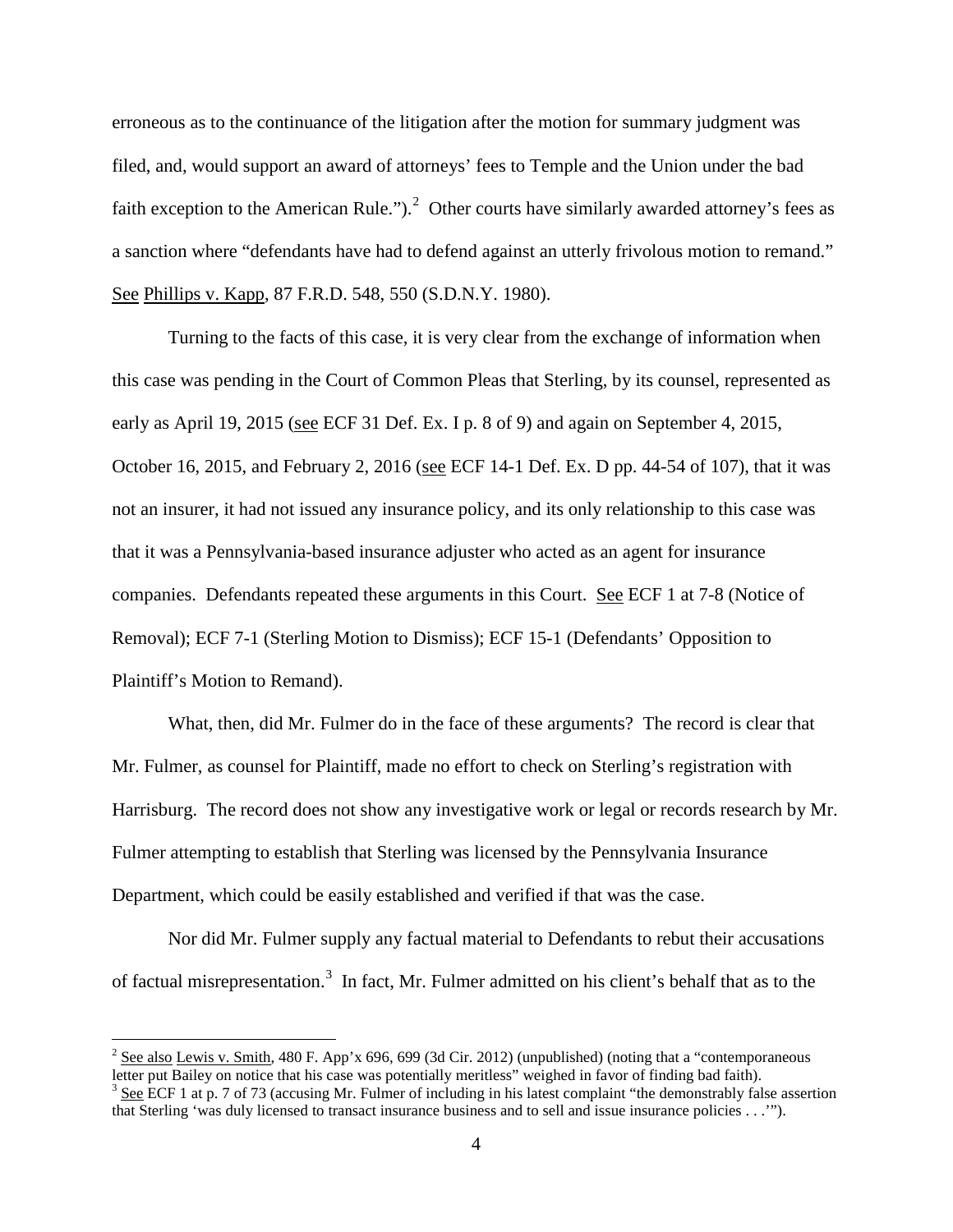erroneous as to the continuance of the litigation after the motion for summary judgment was filed, and, would support an award of attorneys' fees to Temple and the Union under the bad faith exception to the American Rule.").[2] Other courts have similarly awarded attorney's fees as a sanction where "defendants have had to defend against an utterly frivolous motion to remand." See Phillips v. Kapp, 87 F.R.D. 548, 550 (S.D.N.Y. 1980).

Turning to the facts of this case, it is very clear from the exchange of information when this case was pending in the Court of Common Pleas that Sterling, by its counsel, represented as early as April 19, 2015 (see ECF 31 Def. Ex. I p. 8 of 9) and again on September 4, 2015, October 16, 2015, and February 2, 2016 (see ECF 14-1 Def. Ex. D pp. 44-54 of 107), that it was not an insurer, it had not issued any insurance policy, and its only relationship to this case was that it was a Pennsylvania-based insurance adjuster who acted as an agent for insurance companies. Defendants repeated these arguments in this Court. See ECF 1 at 7-8 (Notice of Removal); ECF 7-1 (Sterling Motion to Dismiss); ECF 15-1 (Defendants' Opposition to Plaintiff's Motion to Remand).

What, then, did Mr. Fulmer do in the face of these arguments? The record is clear that Mr. Fulmer, as counsel for Plaintiff, made no effort to check on Sterling's registration with Harrisburg. The record does not show any investigative work or legal or records research by Mr. Fulmer attempting to establish that Sterling was licensed by the Pennsylvania Insurance Department, which could be easily established and verified if that was the case.

Nor did Mr. Fulmer supply any factual material to Defendants to rebut their accusations of factual misrepresentation.[3] In fact, Mr. Fulmer admitted on his client's behalf that as to the

---

[2] See also Lewis v. Smith, 480 F. App'x 696, 699 (3d Cir. 2012) (unpublished) (noting that a "contemporaneous letter put Bailey on notice that his case was potentially meritless" weighed in favor of finding bad faith).

[3] See ECF 1 at p. 7 of 73 (accusing Mr. Fulmer of including in his latest complaint "the demonstrably false assertion that Sterling 'was duly licensed to transact insurance business and to sell and issue insurance policies . . .'").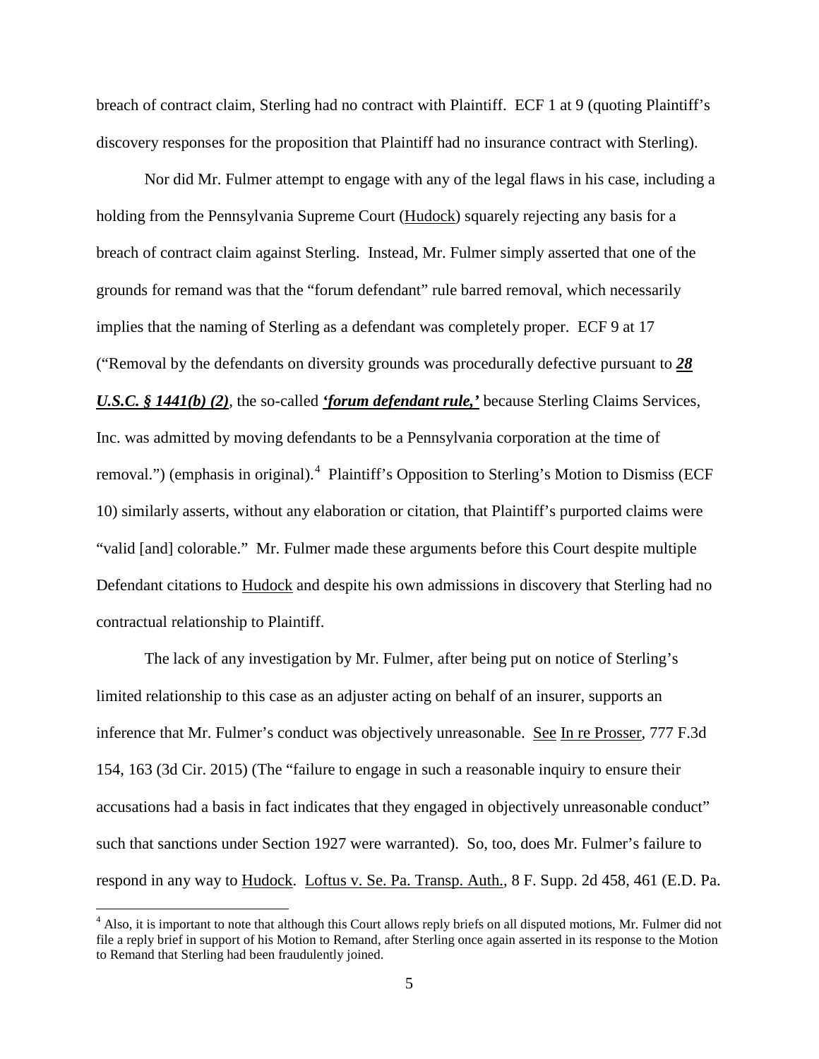breach of contract claim, Sterling had no contract with Plaintiff. ECF 1 at 9 (quoting Plaintiff's discovery responses for the proposition that Plaintiff had no insurance contract with Sterling).

Nor did Mr. Fulmer attempt to engage with any of the legal flaws in his case, including a holding from the Pennsylvania Supreme Court (Hudock) squarely rejecting any basis for a breach of contract claim against Sterling. Instead, Mr. Fulmer simply asserted that one of the grounds for remand was that the "forum defendant" rule barred removal, which necessarily implies that the naming of Sterling as a defendant was completely proper. ECF 9 at 17 ("Removal by the defendants on diversity grounds was procedurally defective pursuant to ***28 U.S.C. § 1441(b) (2)***, the so-called ***'forum defendant rule,'*** because Sterling Claims Services, Inc. was admitted by moving defendants to be a Pennsylvania corporation at the time of removal.") (emphasis in original).[4] Plaintiff's Opposition to Sterling's Motion to Dismiss (ECF 10) similarly asserts, without any elaboration or citation, that Plaintiff's purported claims were "valid [and] colorable." Mr. Fulmer made these arguments before this Court despite multiple Defendant citations to Hudock and despite his own admissions in discovery that Sterling had no contractual relationship to Plaintiff.

The lack of any investigation by Mr. Fulmer, after being put on notice of Sterling's limited relationship to this case as an adjuster acting on behalf of an insurer, supports an inference that Mr. Fulmer's conduct was objectively unreasonable. See In re Prosser, 777 F.3d 154, 163 (3d Cir. 2015) (The "failure to engage in such a reasonable inquiry to ensure their accusations had a basis in fact indicates that they engaged in objectively unreasonable conduct" such that sanctions under Section 1927 were warranted). So, too, does Mr. Fulmer's failure to respond in any way to Hudock. Loftus v. Se. Pa. Transp. Auth., 8 F. Supp. 2d 458, 461 (E.D. Pa.

[4] Also, it is important to note that although this Court allows reply briefs on all disputed motions, Mr. Fulmer did not file a reply brief in support of his Motion to Remand, after Sterling once again asserted in its response to the Motion to Remand that Sterling had been fraudulently joined.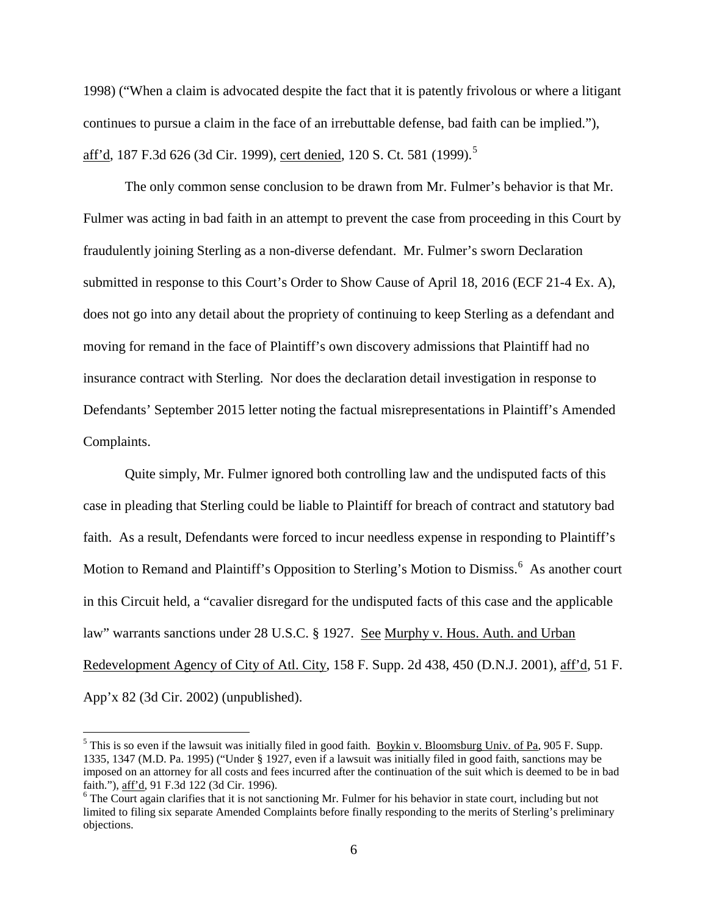1998) ("When a claim is advocated despite the fact that it is patently frivolous or where a litigant continues to pursue a claim in the face of an irrebuttable defense, bad faith can be implied."), aff'd, 187 F.3d 626 (3d Cir. 1999), cert denied, 120 S. Ct. 581 (1999).[5]

The only common sense conclusion to be drawn from Mr. Fulmer's behavior is that Mr. Fulmer was acting in bad faith in an attempt to prevent the case from proceeding in this Court by fraudulently joining Sterling as a non-diverse defendant. Mr. Fulmer's sworn Declaration submitted in response to this Court's Order to Show Cause of April 18, 2016 (ECF 21-4 Ex. A), does not go into any detail about the propriety of continuing to keep Sterling as a defendant and moving for remand in the face of Plaintiff's own discovery admissions that Plaintiff had no insurance contract with Sterling. Nor does the declaration detail investigation in response to Defendants' September 2015 letter noting the factual misrepresentations in Plaintiff's Amended Complaints.

Quite simply, Mr. Fulmer ignored both controlling law and the undisputed facts of this case in pleading that Sterling could be liable to Plaintiff for breach of contract and statutory bad faith. As a result, Defendants were forced to incur needless expense in responding to Plaintiff's Motion to Remand and Plaintiff's Opposition to Sterling's Motion to Dismiss.[6] As another court in this Circuit held, a "cavalier disregard for the undisputed facts of this case and the applicable law" warrants sanctions under 28 U.S.C. § 1927. See Murphy v. Hous. Auth. and Urban Redevelopment Agency of City of Atl. City, 158 F. Supp. 2d 438, 450 (D.N.J. 2001), aff'd, 51 F. App'x 82 (3d Cir. 2002) (unpublished).

---

[5] This is so even if the lawsuit was initially filed in good faith. Boykin v. Bloomsburg Univ. of Pa, 905 F. Supp. 1335, 1347 (M.D. Pa. 1995) ("Under § 1927, even if a lawsuit was initially filed in good faith, sanctions may be imposed on an attorney for all costs and fees incurred after the continuation of the suit which is deemed to be in bad faith."), aff'd, 91 F.3d 122 (3d Cir. 1996).

[6] The Court again clarifies that it is not sanctioning Mr. Fulmer for his behavior in state court, including but not limited to filing six separate Amended Complaints before finally responding to the merits of Sterling's preliminary objections.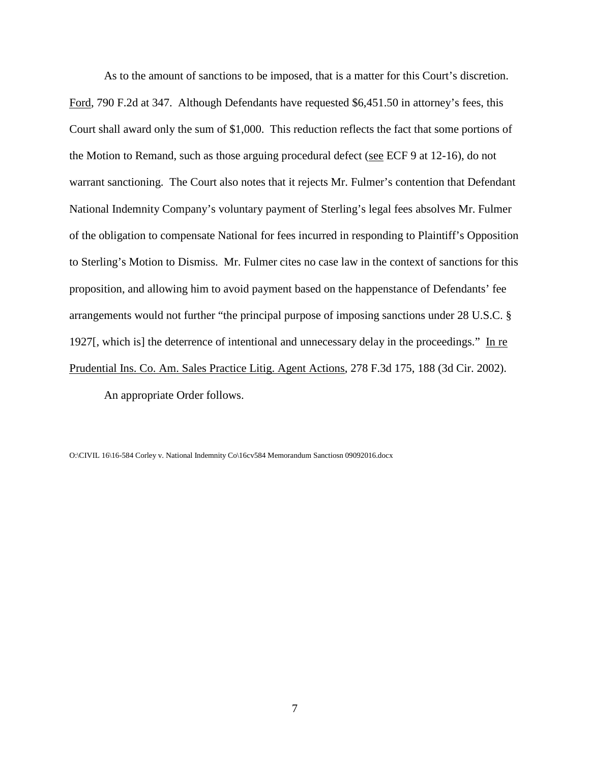As to the amount of sanctions to be imposed, that is a matter for this Court's discretion. Ford, 790 F.2d at 347. Although Defendants have requested $6,451.50 in attorney's fees, this Court shall award only the sum of $1,000. This reduction reflects the fact that some portions of the Motion to Remand, such as those arguing procedural defect (see ECF 9 at 12-16), do not warrant sanctioning. The Court also notes that it rejects Mr. Fulmer's contention that Defendant National Indemnity Company's voluntary payment of Sterling's legal fees absolves Mr. Fulmer of the obligation to compensate National for fees incurred in responding to Plaintiff's Opposition to Sterling's Motion to Dismiss. Mr. Fulmer cites no case law in the context of sanctions for this proposition, and allowing him to avoid payment based on the happenstance of Defendants' fee arrangements would not further "the principal purpose of imposing sanctions under 28 U.S.C. § 1927[, which is] the deterrence of intentional and unnecessary delay in the proceedings." In re Prudential Ins. Co. Am. Sales Practice Litig. Agent Actions, 278 F.3d 175, 188 (3d Cir. 2002).

An appropriate Order follows.

O:\CIVIL 16\16-584 Corley v. National Indemnity Co\16cv584 Memorandum Sanctiosn 09092016.docx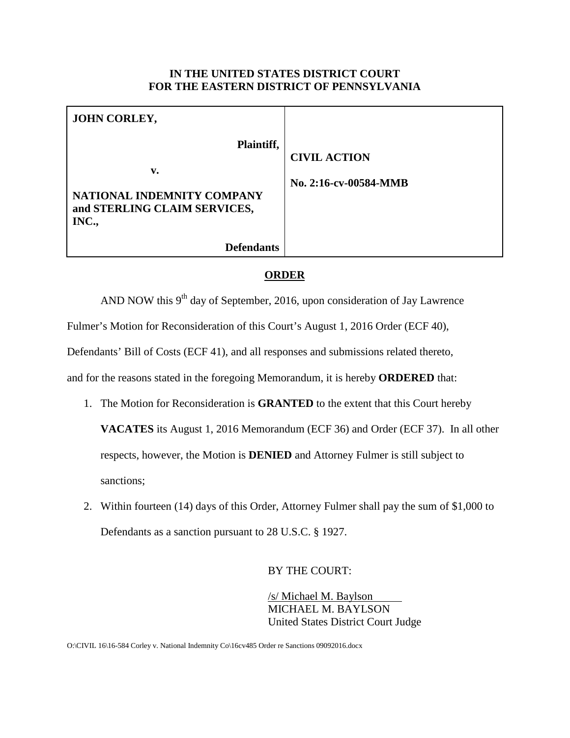**IN THE UNITED STATES DISTRICT COURT**
**FOR THE EASTERN DISTRICT OF PENNSYLVANIA**

| | |
|---|---|
| **JOHN CORLEY,**<br><br>**Plaintiff,**<br><br>**v.**<br><br>**NATIONAL INDEMNITY COMPANY and STERLING CLAIM SERVICES, INC.,**<br><br>**Defendants** | **CIVIL ACTION**<br><br>**No. 2:16-cv-00584-MMB** |

## ORDER

AND NOW this 9th day of September, 2016, upon consideration of Jay Lawrence Fulmer's Motion for Reconsideration of this Court's August 1, 2016 Order (ECF 40), Defendants' Bill of Costs (ECF 41), and all responses and submissions related thereto, and for the reasons stated in the foregoing Memorandum, it is hereby **ORDERED** that:

1. The Motion for Reconsideration is **GRANTED** to the extent that this Court hereby **VACATES** its August 1, 2016 Memorandum (ECF 36) and Order (ECF 37). In all other respects, however, the Motion is **DENIED** and Attorney Fulmer is still subject to sanctions;
2. Within fourteen (14) days of this Order, Attorney Fulmer shall pay the sum of $1,000 to Defendants as a sanction pursuant to 28 U.S.C. § 1927.

BY THE COURT:

/s/ Michael M. Baylson
MICHAEL M. BAYLSON
United States District Court Judge

O:\CIVIL 16\16-584 Corley v. National Indemnity Co\16cv485 Order re Sanctions 09092016.docx